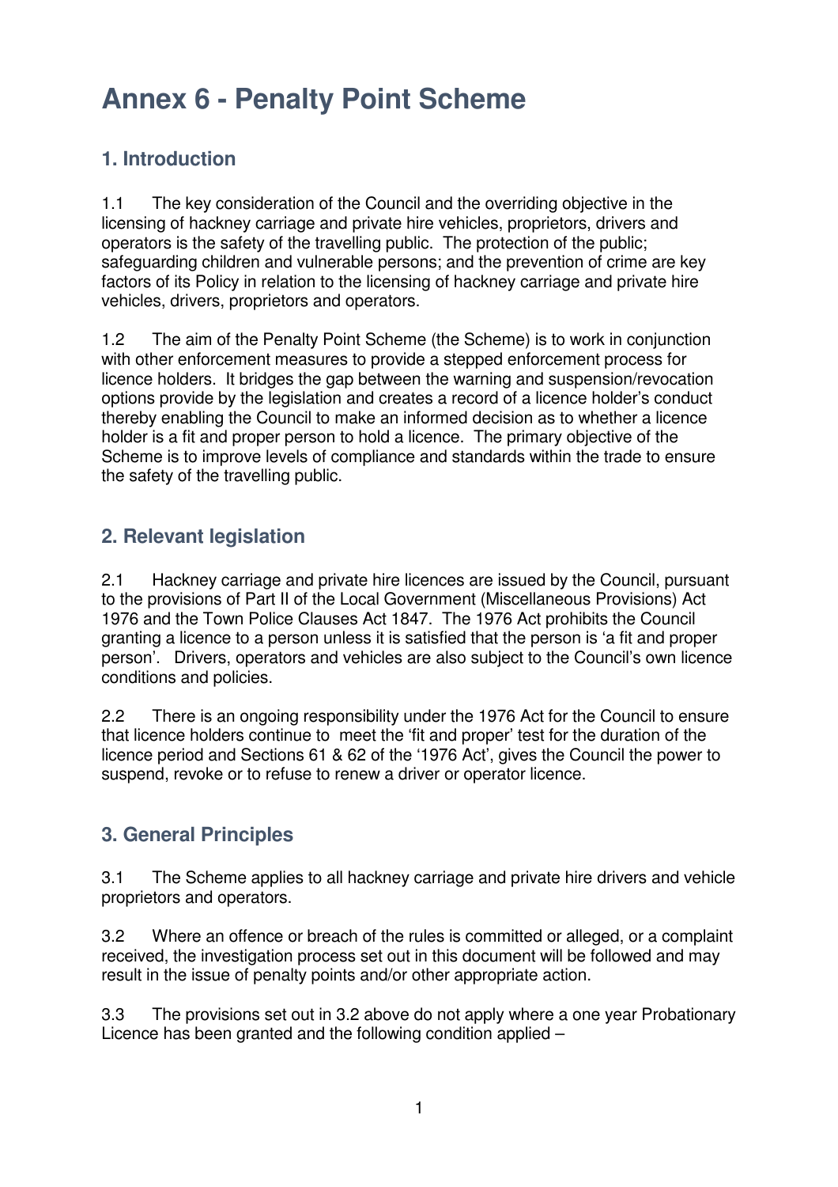# Annex 6 - Penalty Point Scheme

## 1. Introduction

1.1 The key consideration of the Council and the overriding objective in the licensing of hackney carriage and private hire vehicles, proprietors, drivers and operators is the safety of the travelling public. The protection of the public; safeguarding children and vulnerable persons; and the prevention of crime are key factors of its Policy in relation to the licensing of hackney carriage and private hire vehicles, drivers, proprietors and operators.

1.2 The aim of the Penalty Point Scheme (the Scheme) is to work in conjunction with other enforcement measures to provide a stepped enforcement process for licence holders. It bridges the gap between the warning and suspension/revocation options provide by the legislation and creates a record of a licence holder's conduct thereby enabling the Council to make an informed decision as to whether a licence holder is a fit and proper person to hold a licence. The primary objective of the Scheme is to improve levels of compliance and standards within the trade to ensure the safety of the travelling public.

## 2. Relevant legislation

2.1 Hackney carriage and private hire licences are issued by the Council, pursuant to the provisions of Part II of the Local Government (Miscellaneous Provisions) Act 1976 and the Town Police Clauses Act 1847. The 1976 Act prohibits the Council granting a licence to a person unless it is satisfied that the person is 'a fit and proper person'. Drivers, operators and vehicles are also subject to the Council's own licence conditions and policies.

2.2 There is an ongoing responsibility under the 1976 Act for the Council to ensure that licence holders continue to meet the 'fit and proper' test for the duration of the licence period and Sections 61 & 62 of the '1976 Act', gives the Council the power to suspend, revoke or to refuse to renew a driver or operator licence.

## 3. General Principles

3.1 The Scheme applies to all hackney carriage and private hire drivers and vehicle proprietors and operators.

3.2 Where an offence or breach of the rules is committed or alleged, or a complaint received, the investigation process set out in this document will be followed and may result in the issue of penalty points and/or other appropriate action.

3.3 The provisions set out in 3.2 above do not apply where a one year Probationary Licence has been granted and the following condition applied –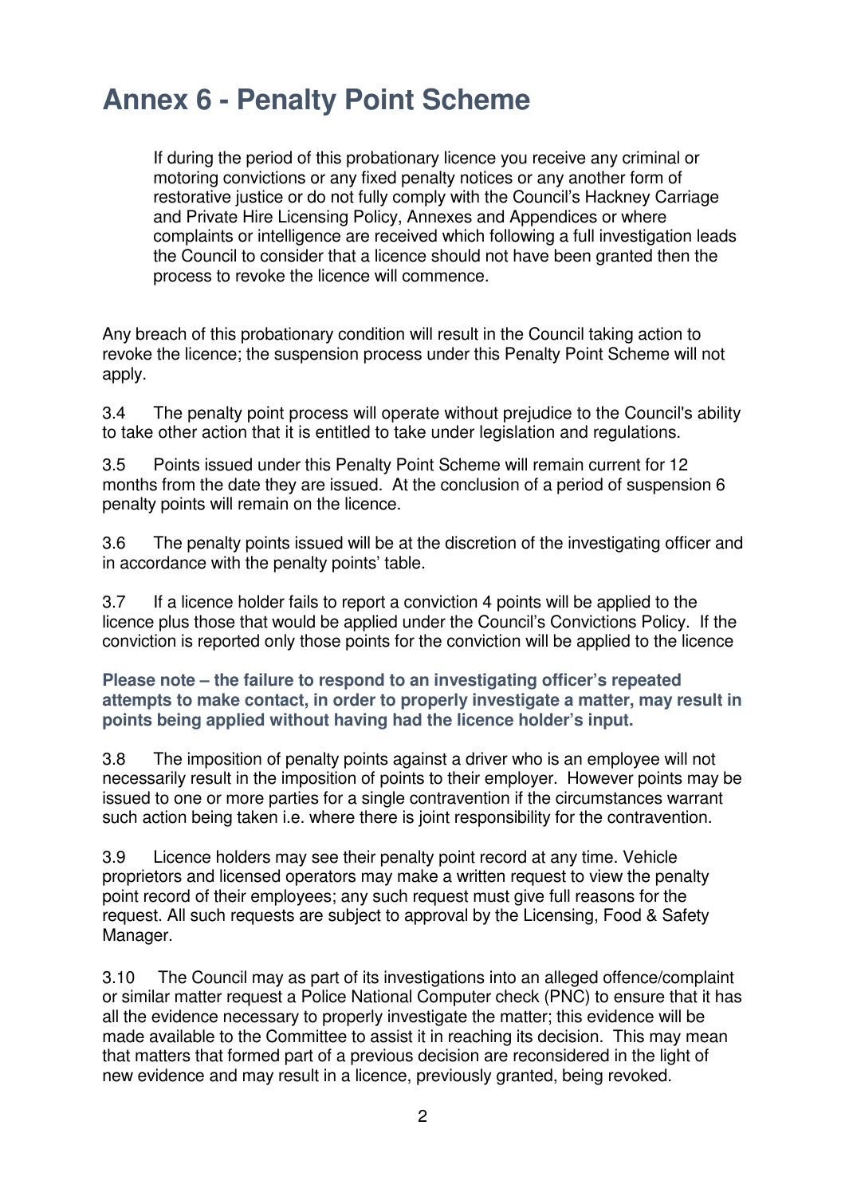# Annex 6 - Penalty Point Scheme

> If during the period of this probationary licence you receive any criminal or motoring convictions or any fixed penalty notices or any another form of restorative justice or do not fully comply with the Council's Hackney Carriage and Private Hire Licensing Policy, Annexes and Appendices or where complaints or intelligence are received which following a full investigation leads the Council to consider that a licence should not have been granted then the process to revoke the licence will commence.

Any breach of this probationary condition will result in the Council taking action to revoke the licence; the suspension process under this Penalty Point Scheme will not apply.

3.4 The penalty point process will operate without prejudice to the Council's ability to take other action that it is entitled to take under legislation and regulations.

3.5 Points issued under this Penalty Point Scheme will remain current for 12 months from the date they are issued. At the conclusion of a period of suspension 6 penalty points will remain on the licence.

3.6 The penalty points issued will be at the discretion of the investigating officer and in accordance with the penalty points' table.

3.7 If a licence holder fails to report a conviction 4 points will be applied to the licence plus those that would be applied under the Council's Convictions Policy. If the conviction is reported only those points for the conviction will be applied to the licence

**Please note – the failure to respond to an investigating officer's repeated attempts to make contact, in order to properly investigate a matter, may result in points being applied without having had the licence holder's input.**

3.8 The imposition of penalty points against a driver who is an employee will not necessarily result in the imposition of points to their employer. However points may be issued to one or more parties for a single contravention if the circumstances warrant such action being taken i.e. where there is joint responsibility for the contravention.

3.9 Licence holders may see their penalty point record at any time. Vehicle proprietors and licensed operators may make a written request to view the penalty point record of their employees; any such request must give full reasons for the request. All such requests are subject to approval by the Licensing, Food & Safety Manager.

3.10 The Council may as part of its investigations into an alleged offence/complaint or similar matter request a Police National Computer check (PNC) to ensure that it has all the evidence necessary to properly investigate the matter; this evidence will be made available to the Committee to assist it in reaching its decision. This may mean that matters that formed part of a previous decision are reconsidered in the light of new evidence and may result in a licence, previously granted, being revoked.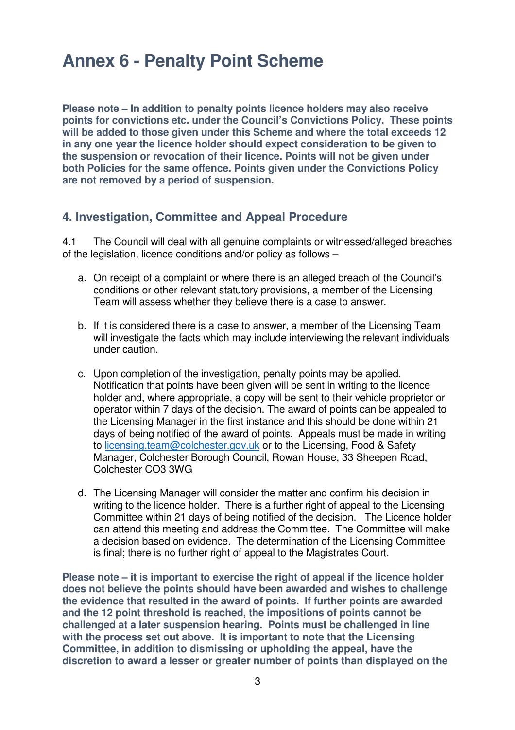# Annex 6 - Penalty Point Scheme

**Please note – In addition to penalty points licence holders may also receive points for convictions etc. under the Council's Convictions Policy. These points will be added to those given under this Scheme and where the total exceeds 12 in any one year the licence holder should expect consideration to be given to the suspension or revocation of their licence. Points will not be given under both Policies for the same offence. Points given under the Convictions Policy are not removed by a period of suspension.**

## 4. Investigation, Committee and Appeal Procedure

4.1 The Council will deal with all genuine complaints or witnessed/alleged breaches of the legislation, licence conditions and/or policy as follows –

a. On receipt of a complaint or where there is an alleged breach of the Council's conditions or other relevant statutory provisions, a member of the Licensing Team will assess whether they believe there is a case to answer.

b. If it is considered there is a case to answer, a member of the Licensing Team will investigate the facts which may include interviewing the relevant individuals under caution.

c. Upon completion of the investigation, penalty points may be applied. Notification that points have been given will be sent in writing to the licence holder and, where appropriate, a copy will be sent to their vehicle proprietor or operator within 7 days of the decision. The award of points can be appealed to the Licensing Manager in the first instance and this should be done within 21 days of being notified of the award of points. Appeals must be made in writing to licensing.team@colchester.gov.uk or to the Licensing, Food & Safety Manager, Colchester Borough Council, Rowan House, 33 Sheepen Road, Colchester CO3 3WG

d. The Licensing Manager will consider the matter and confirm his decision in writing to the licence holder. There is a further right of appeal to the Licensing Committee within 21 days of being notified of the decision. The Licence holder can attend this meeting and address the Committee. The Committee will make a decision based on evidence. The determination of the Licensing Committee is final; there is no further right of appeal to the Magistrates Court.

**Please note – it is important to exercise the right of appeal if the licence holder does not believe the points should have been awarded and wishes to challenge the evidence that resulted in the award of points. If further points are awarded and the 12 point threshold is reached, the impositions of points cannot be challenged at a later suspension hearing. Points must be challenged in line with the process set out above. It is important to note that the Licensing Committee, in addition to dismissing or upholding the appeal, have the discretion to award a lesser or greater number of points than displayed on the**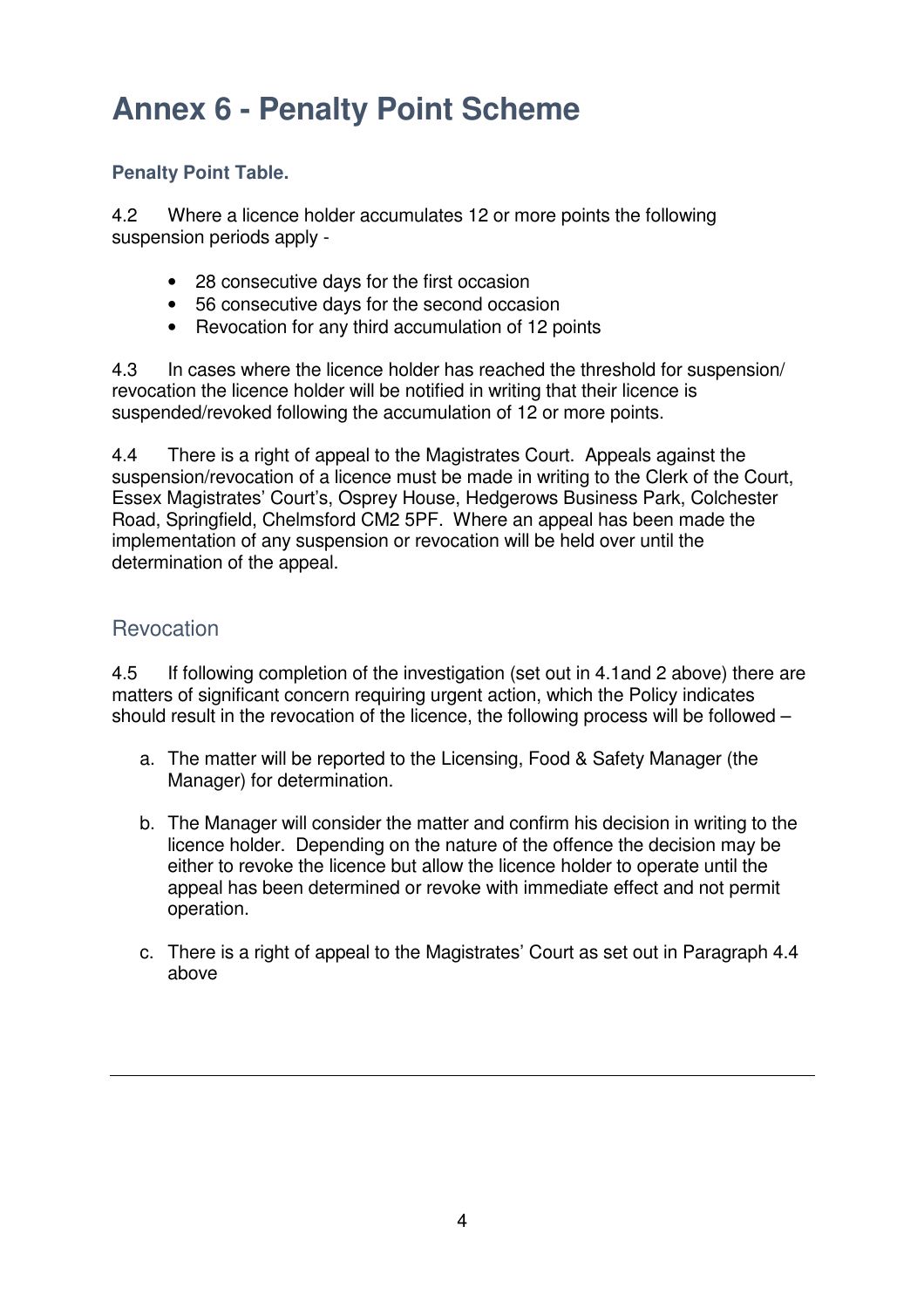# Annex 6 - Penalty Point Scheme

### Penalty Point Table.

4.2 Where a licence holder accumulates 12 or more points the following suspension periods apply -

- 28 consecutive days for the first occasion
- 56 consecutive days for the second occasion
- Revocation for any third accumulation of 12 points

4.3 In cases where the licence holder has reached the threshold for suspension/ revocation the licence holder will be notified in writing that their licence is suspended/revoked following the accumulation of 12 or more points.

4.4 There is a right of appeal to the Magistrates Court. Appeals against the suspension/revocation of a licence must be made in writing to the Clerk of the Court, Essex Magistrates' Court's, Osprey House, Hedgerows Business Park, Colchester Road, Springfield, Chelmsford CM2 5PF. Where an appeal has been made the implementation of any suspension or revocation will be held over until the determination of the appeal.

## Revocation

4.5 If following completion of the investigation (set out in 4.1and 2 above) there are matters of significant concern requiring urgent action, which the Policy indicates should result in the revocation of the licence, the following process will be followed –

a. The matter will be reported to the Licensing, Food & Safety Manager (the Manager) for determination.

b. The Manager will consider the matter and confirm his decision in writing to the licence holder. Depending on the nature of the offence the decision may be either to revoke the licence but allow the licence holder to operate until the appeal has been determined or revoke with immediate effect and not permit operation.

c. There is a right of appeal to the Magistrates' Court as set out in Paragraph 4.4 above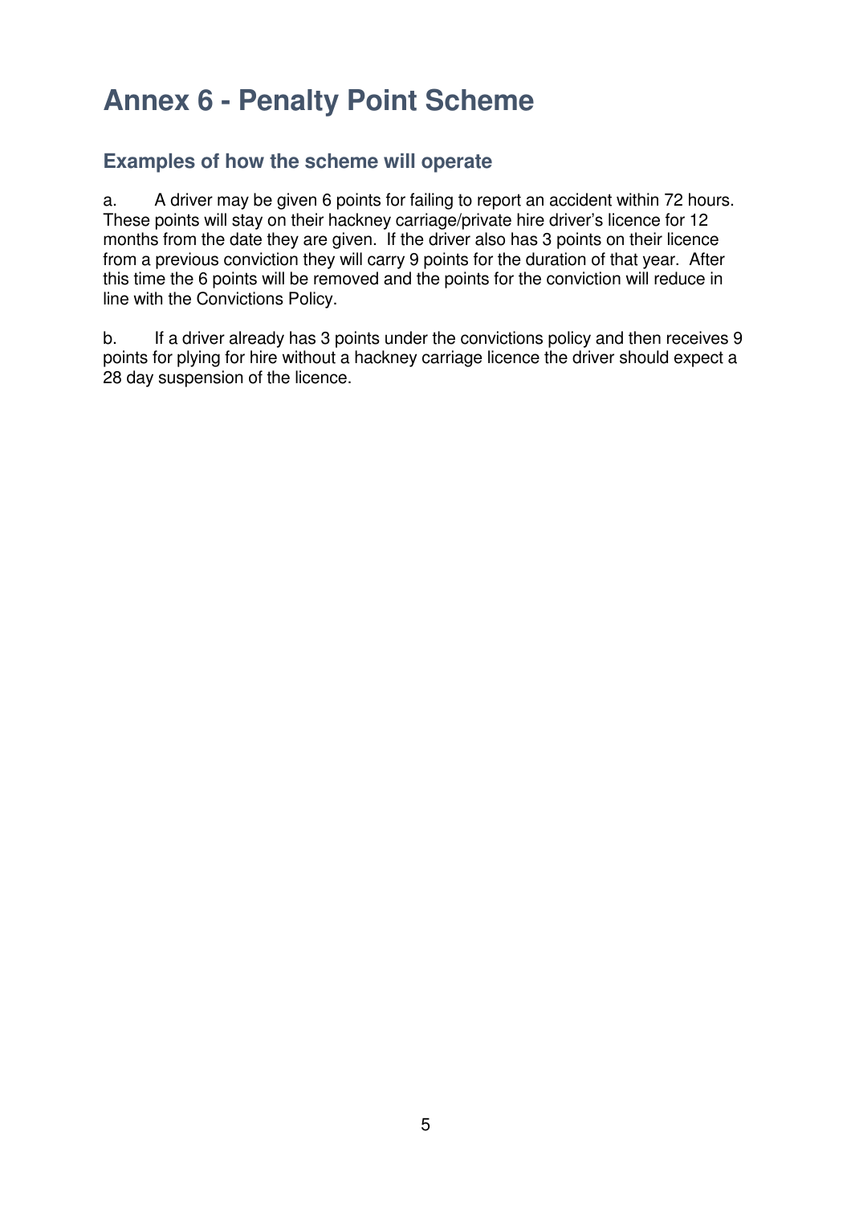# Annex 6 - Penalty Point Scheme

## Examples of how the scheme will operate

a. A driver may be given 6 points for failing to report an accident within 72 hours. These points will stay on their hackney carriage/private hire driver's licence for 12 months from the date they are given. If the driver also has 3 points on their licence from a previous conviction they will carry 9 points for the duration of that year. After this time the 6 points will be removed and the points for the conviction will reduce in line with the Convictions Policy.

b. If a driver already has 3 points under the convictions policy and then receives 9 points for plying for hire without a hackney carriage licence the driver should expect a 28 day suspension of the licence.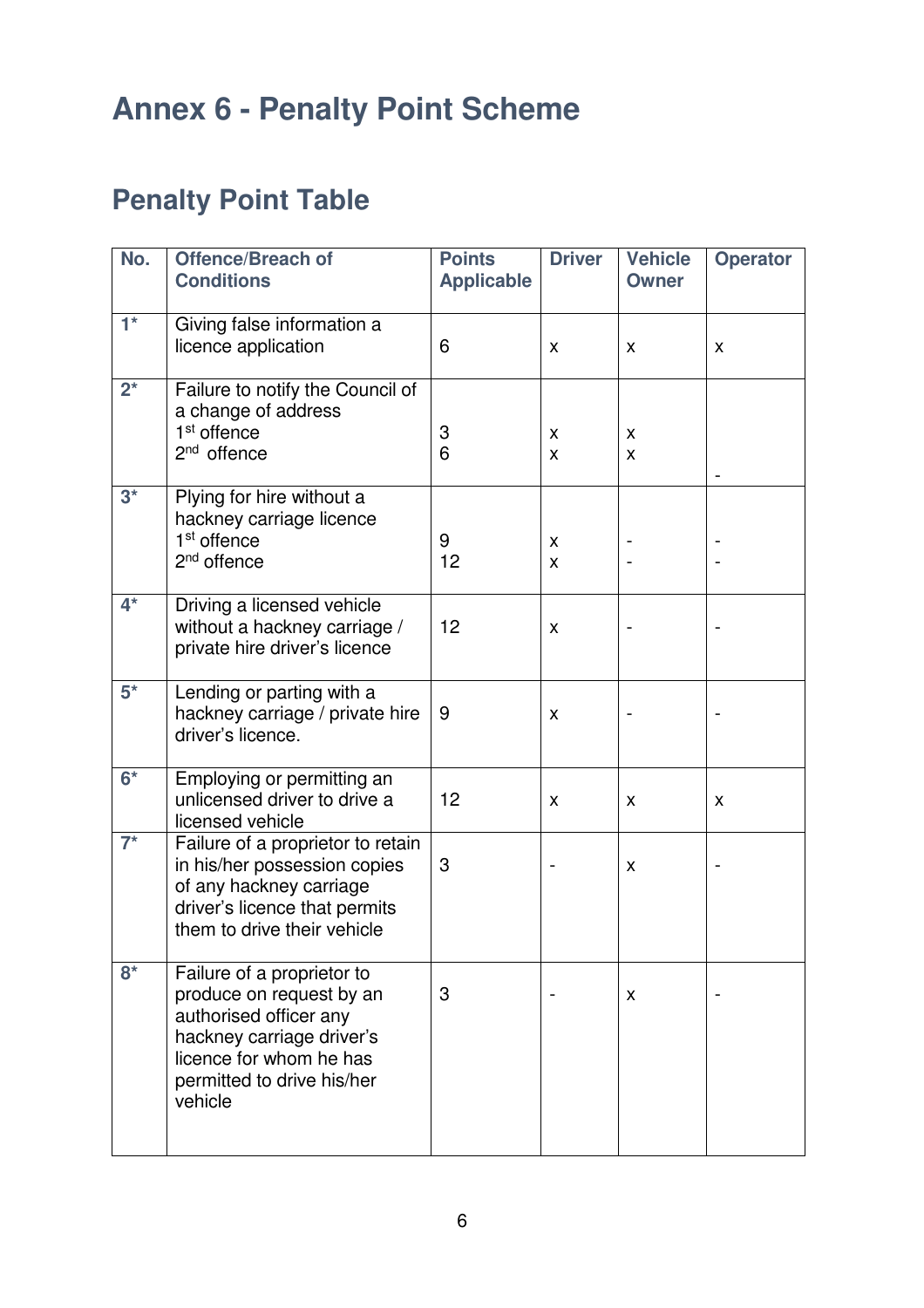# Annex 6 - Penalty Point Scheme

## Penalty Point Table

| No. | Offence/Breach of Conditions | Points Applicable | Driver | Vehicle Owner | Operator |
|---|---|---|---|---|---|
| 1* | Giving false information a licence application | 6 | x | x | x |
| 2* | Failure to notify the Council of a change of address<br>1st offence<br>2nd offence | <br><br>3<br>6 | <br><br>x<br>x | <br><br>x<br>x | - |
| 3* | Plying for hire without a hackney carriage licence<br>1st offence<br>2nd offence | <br><br>9<br>12 | <br><br>x<br>x | <br><br>-<br>- | <br><br>-<br>- |
| 4* | Driving a licensed vehicle without a hackney carriage / private hire driver's licence | 12 | x | - | - |
| 5* | Lending or parting with a hackney carriage / private hire driver's licence. | 9 | x | - | - |
| 6* | Employing or permitting an unlicensed driver to drive a licensed vehicle | 12 | x | x | x |
| 7* | Failure of a proprietor to retain in his/her possession copies of any hackney carriage driver's licence that permits them to drive their vehicle | 3 | - | x | - |
| 8* | Failure of a proprietor to produce on request by an authorised officer any hackney carriage driver's licence for whom he has permitted to drive his/her vehicle | 3 | - | x | - |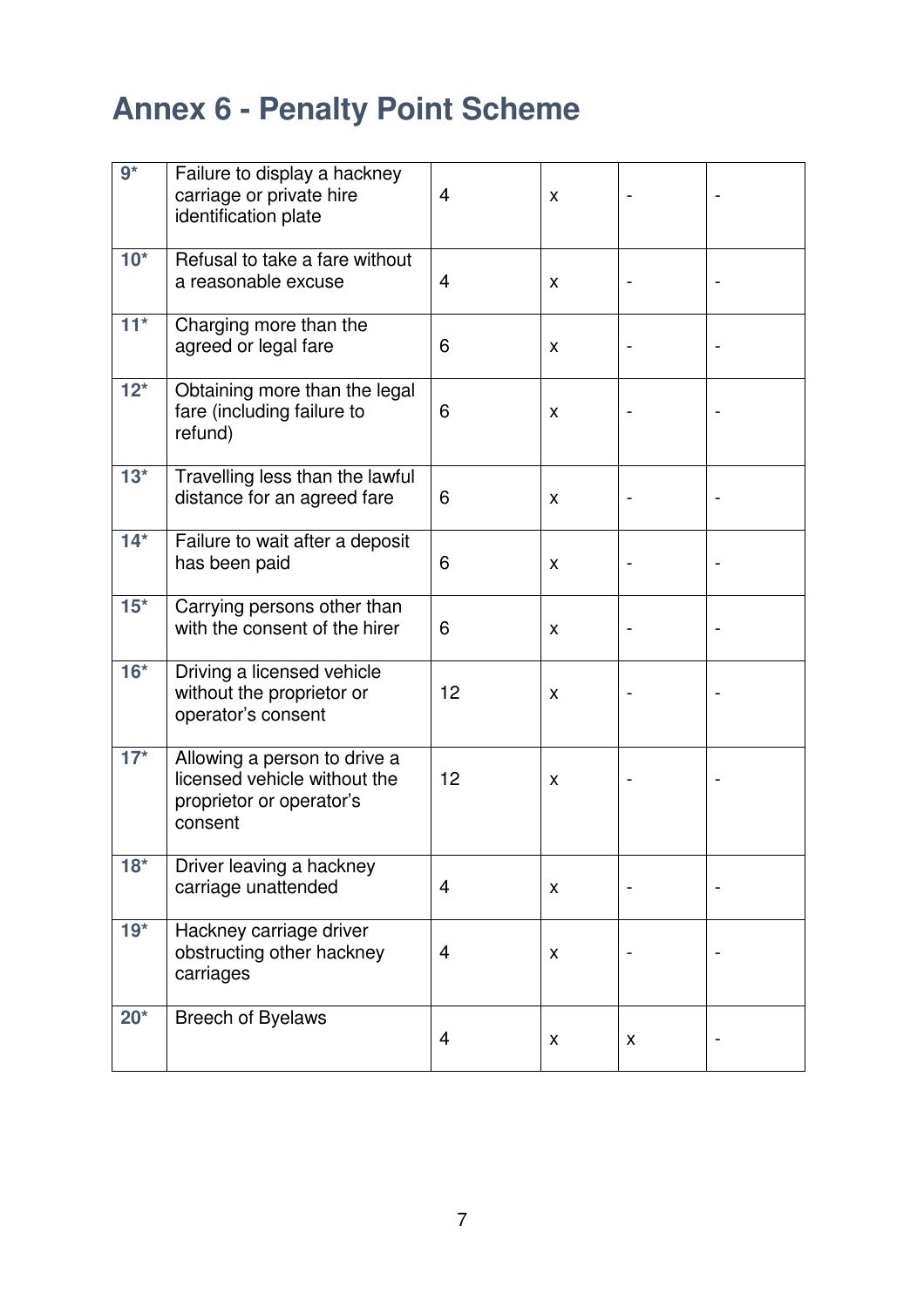# Annex 6 - Penalty Point Scheme

| | | | | | |
|---|---|---|---|---|---|
| **9*** | Failure to display a hackney carriage or private hire identification plate | 4 | x | - | - |
| **10*** | Refusal to take a fare without a reasonable excuse | 4 | x | - | - |
| **11*** | Charging more than the agreed or legal fare | 6 | x | - | - |
| **12*** | Obtaining more than the legal fare (including failure to refund) | 6 | x | - | - |
| **13*** | Travelling less than the lawful distance for an agreed fare | 6 | x | - | - |
| **14*** | Failure to wait after a deposit has been paid | 6 | x | - | - |
| **15*** | Carrying persons other than with the consent of the hirer | 6 | x | - | - |
| **16*** | Driving a licensed vehicle without the proprietor or operator's consent | 12 | x | - | - |
| **17*** | Allowing a person to drive a licensed vehicle without the proprietor or operator's consent | 12 | x | - | - |
| **18*** | Driver leaving a hackney carriage unattended | 4 | x | - | - |
| **19*** | Hackney carriage driver obstructing other hackney carriages | 4 | x | - | - |
| **20*** | Breech of Byelaws | 4 | x | x | - |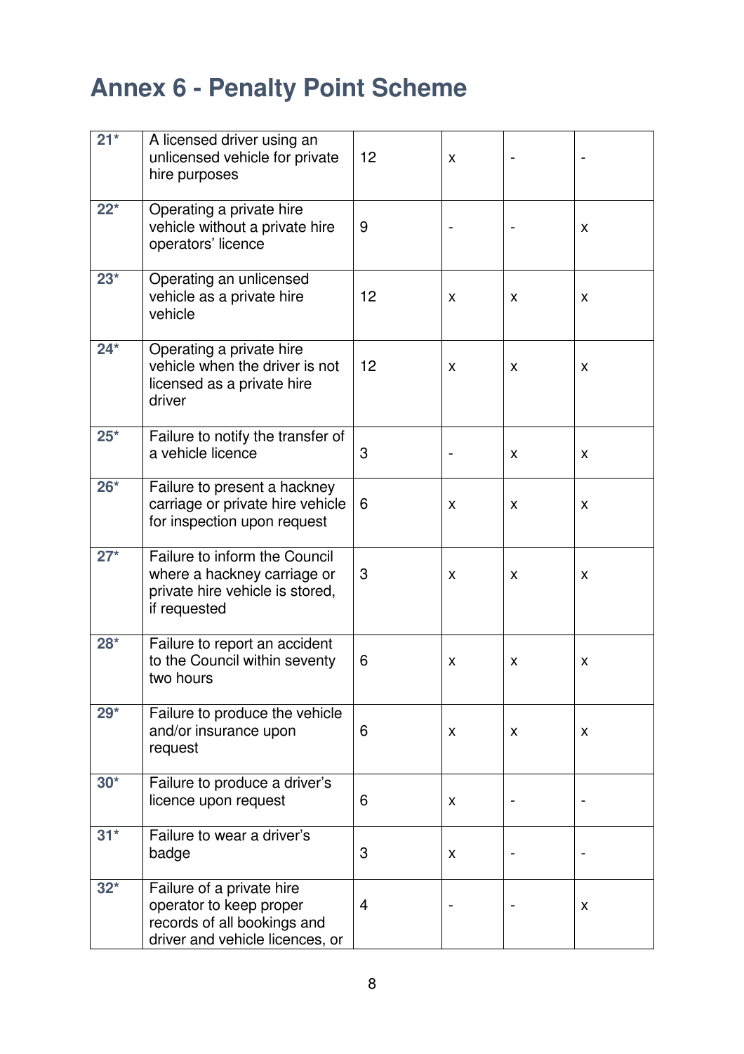# Annex 6 - Penalty Point Scheme

| | | | | | |
|---|---|---|---|---|---|
| **21*** | A licensed driver using an unlicensed vehicle for private hire purposes | 12 | x | - | - |
| **22*** | Operating a private hire vehicle without a private hire operators' licence | 9 | - | - | x |
| **23*** | Operating an unlicensed vehicle as a private hire vehicle | 12 | x | x | x |
| **24*** | Operating a private hire vehicle when the driver is not licensed as a private hire driver | 12 | x | x | x |
| **25*** | Failure to notify the transfer of a vehicle licence | 3 | - | x | x |
| **26*** | Failure to present a hackney carriage or private hire vehicle for inspection upon request | 6 | x | x | x |
| **27*** | Failure to inform the Council where a hackney carriage or private hire vehicle is stored, if requested | 3 | x | x | x |
| **28*** | Failure to report an accident to the Council within seventy two hours | 6 | x | x | x |
| **29*** | Failure to produce the vehicle and/or insurance upon request | 6 | x | x | x |
| **30*** | Failure to produce a driver's licence upon request | 6 | x | - | - |
| **31*** | Failure to wear a driver's badge | 3 | x | - | - |
| **32*** | Failure of a private hire operator to keep proper records of all bookings and driver and vehicle licences, or | 4 | - | - | x |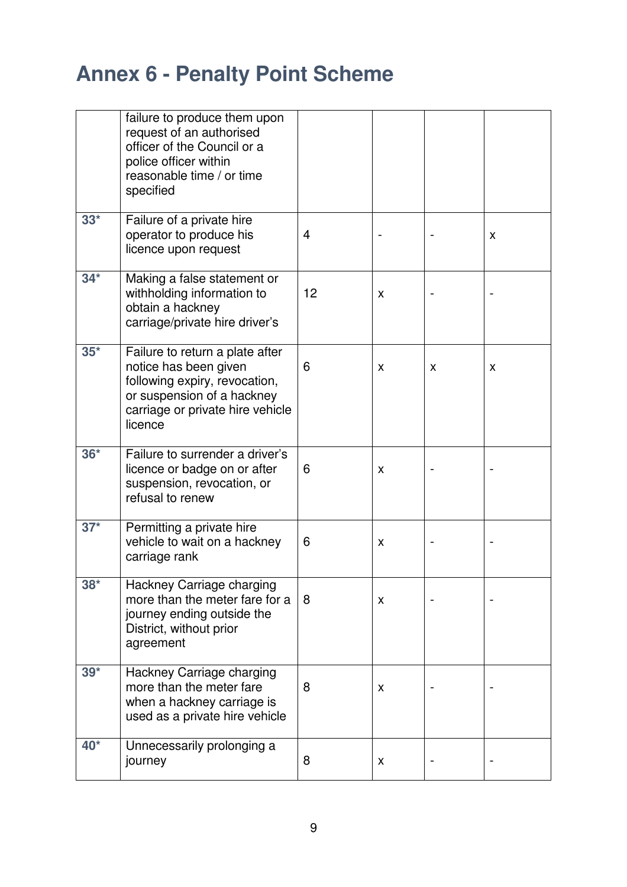# Annex 6 - Penalty Point Scheme

| | | | | | |
|---|---|---|---|---|---|
| | failure to produce them upon request of an authorised officer of the Council or a police officer within reasonable time / or time specified | | | | |
| 33* | Failure of a private hire operator to produce his licence upon request | 4 | - | - | x |
| 34* | Making a false statement or withholding information to obtain a hackney carriage/private hire driver's | 12 | x | - | - |
| 35* | Failure to return a plate after notice has been given following expiry, revocation, or suspension of a hackney carriage or private hire vehicle licence | 6 | x | x | x |
| 36* | Failure to surrender a driver's licence or badge on or after suspension, revocation, or refusal to renew | 6 | x | - | - |
| 37* | Permitting a private hire vehicle to wait on a hackney carriage rank | 6 | x | - | - |
| 38* | Hackney Carriage charging more than the meter fare for a journey ending outside the District, without prior agreement | 8 | x | - | - |
| 39* | Hackney Carriage charging more than the meter fare when a hackney carriage is used as a private hire vehicle | 8 | x | - | - |
| 40* | Unnecessarily prolonging a journey | 8 | x | - | - |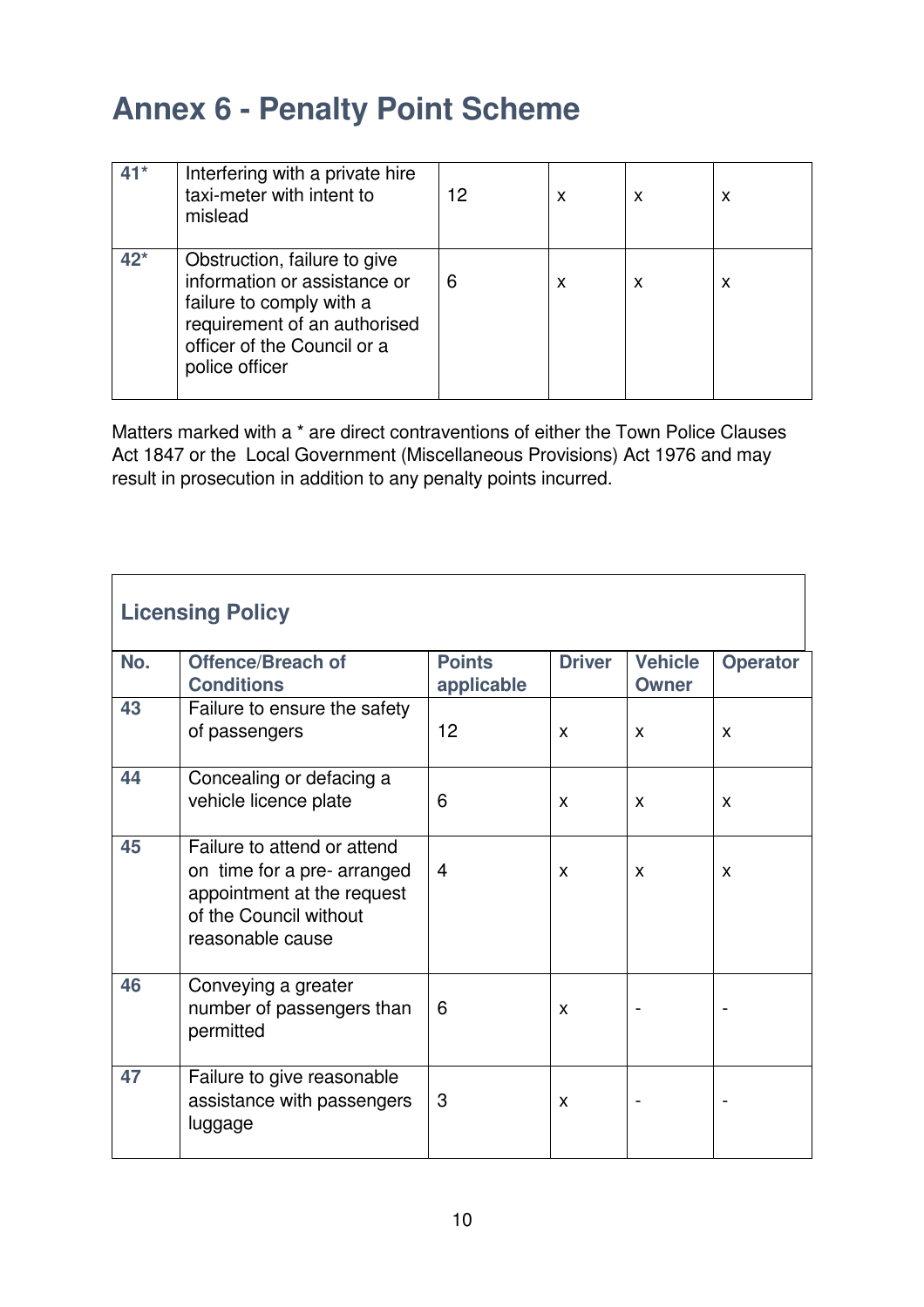# Annex 6 - Penalty Point Scheme

| | | | | | |
|---|---|---|---|---|---|
| 41* | Interfering with a private hire taxi-meter with intent to mislead | 12 | x | x | x |
| 42* | Obstruction, failure to give information or assistance or failure to comply with a requirement of an authorised officer of the Council or a police officer | 6 | x | x | x |

Matters marked with a * are direct contraventions of either the Town Police Clauses Act 1847 or the Local Government (Miscellaneous Provisions) Act 1976 and may result in prosecution in addition to any penalty points incurred.

| Licensing Policy | | | | | |
|---|---|---|---|---|---|
| **No.** | **Offence/Breach of Conditions** | **Points applicable** | **Driver** | **Vehicle Owner** | **Operator** |
| 43 | Failure to ensure the safety of passengers | 12 | x | x | x |
| 44 | Concealing or defacing a vehicle licence plate | 6 | x | x | x |
| 45 | Failure to attend or attend on time for a pre- arranged appointment at the request of the Council without reasonable cause | 4 | x | x | x |
| 46 | Conveying a greater number of passengers than permitted | 6 | x | - | - |
| 47 | Failure to give reasonable assistance with passengers luggage | 3 | x | - | - |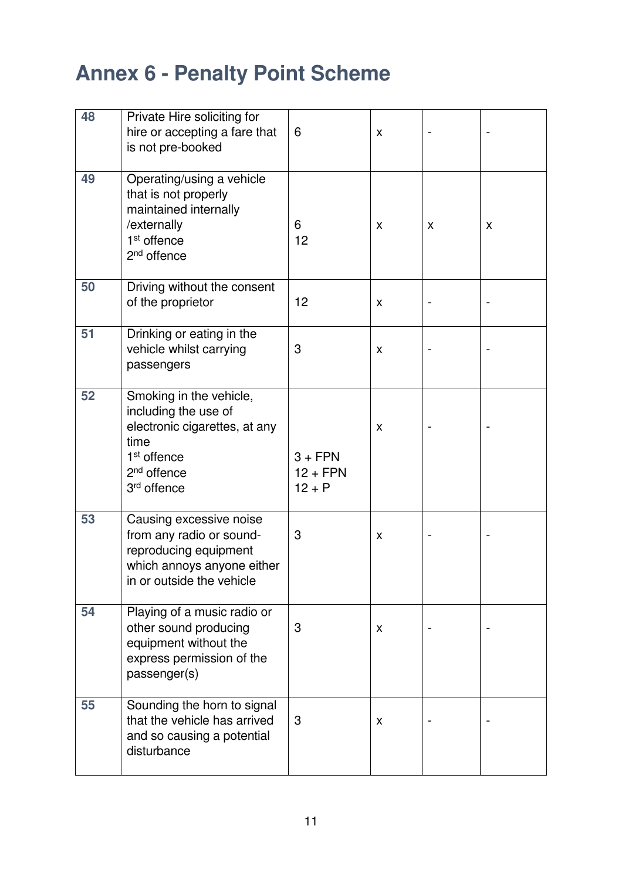# Annex 6 - Penalty Point Scheme

| | | | | | |
|---|---|---|---|---|---|
| 48 | Private Hire soliciting for hire or accepting a fare that is not pre-booked | 6 | x | - | - |
| 49 | Operating/using a vehicle that is not properly maintained internally /externally<br>1st offence<br>2nd offence | 6<br>12 | x | x | x |
| 50 | Driving without the consent of the proprietor | 12 | x | - | - |
| 51 | Drinking or eating in the vehicle whilst carrying passengers | 3 | x | - | - |
| 52 | Smoking in the vehicle, including the use of electronic cigarettes, at any time<br>1st offence<br>2nd offence<br>3rd offence | 3 + FPN<br>12 + FPN<br>12 + P | x | - | - |
| 53 | Causing excessive noise from any radio or sound-reproducing equipment which annoys anyone either in or outside the vehicle | 3 | x | - | - |
| 54 | Playing of a music radio or other sound producing equipment without the express permission of the passenger(s) | 3 | x | - | - |
| 55 | Sounding the horn to signal that the vehicle has arrived and so causing a potential disturbance | 3 | x | - | - |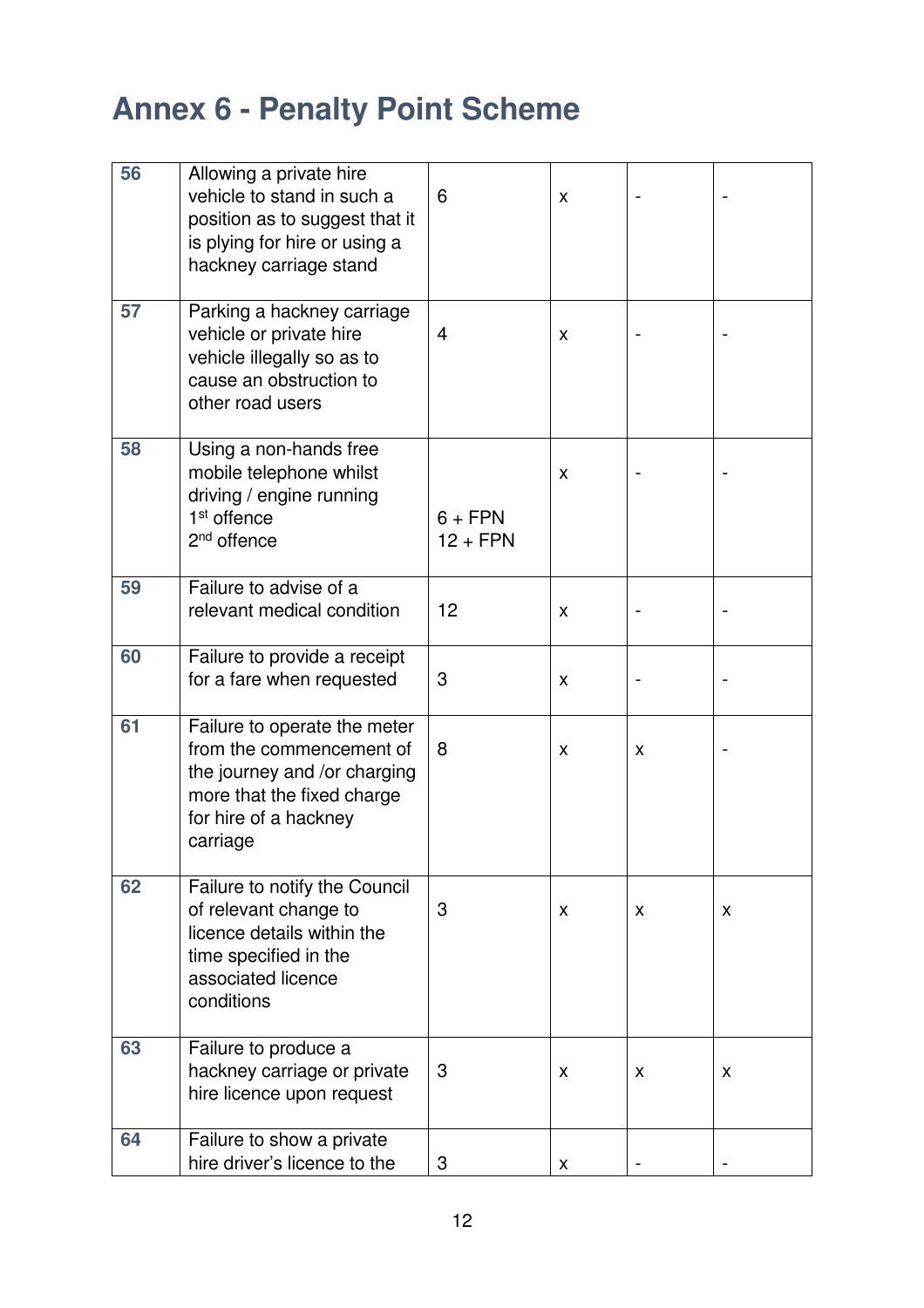# Annex 6 - Penalty Point Scheme

| | | | | | |
|---|---|---|---|---|---|
| 56 | Allowing a private hire vehicle to stand in such a position as to suggest that it is plying for hire or using a hackney carriage stand | 6 | x | - | - |
| 57 | Parking a hackney carriage vehicle or private hire vehicle illegally so as to cause an obstruction to other road users | 4 | x | - | - |
| 58 | Using a non-hands free mobile telephone whilst driving / engine running<br>1st offence<br>2nd offence | <br>6 + FPN<br>12 + FPN | x | - | - |
| 59 | Failure to advise of a relevant medical condition | 12 | x | - | - |
| 60 | Failure to provide a receipt for a fare when requested | 3 | x | - | - |
| 61 | Failure to operate the meter from the commencement of the journey and /or charging more that the fixed charge for hire of a hackney carriage | 8 | x | x | - |
| 62 | Failure to notify the Council of relevant change to licence details within the time specified in the associated licence conditions | 3 | x | x | x |
| 63 | Failure to produce a hackney carriage or private hire licence upon request | 3 | x | x | x |
| 64 | Failure to show a private hire driver's licence to the | 3 | x | - | - |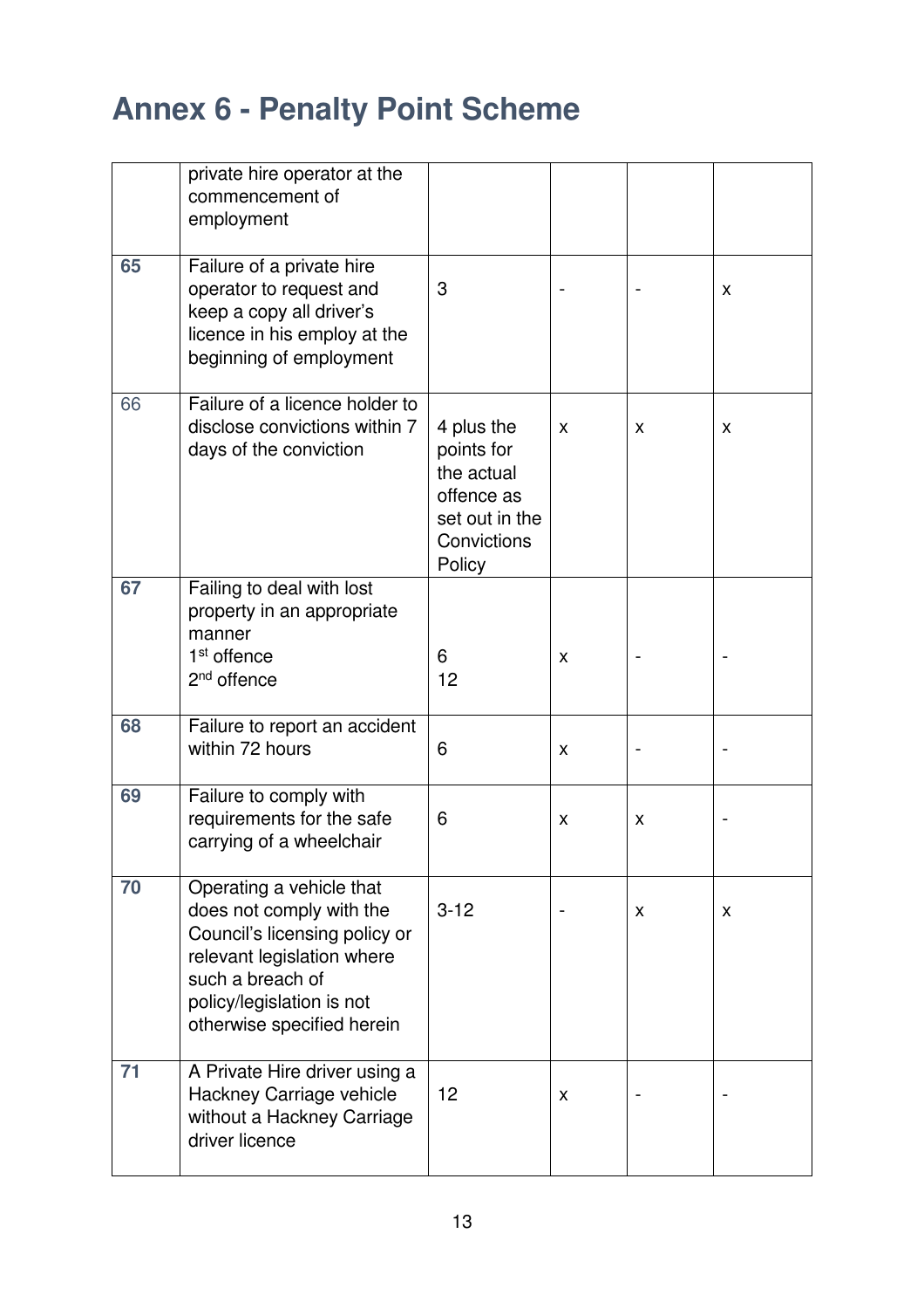# Annex 6 - Penalty Point Scheme

| | | | | | |
|---|---|---|---|---|---|
| | private hire operator at the commencement of employment | | | | |
| **65** | Failure of a private hire operator to request and keep a copy all driver's licence in his employ at the beginning of employment | 3 | - | - | x |
| 66 | Failure of a licence holder to disclose convictions within 7 days of the conviction | 4 plus the points for the actual offence as set out in the Convictions Policy | x | x | x |
| **67** | Failing to deal with lost property in an appropriate manner<br>1st offence<br>2nd offence | <br><br><br>6<br>12 | x | - | - |
| **68** | Failure to report an accident within 72 hours | 6 | x | - | - |
| **69** | Failure to comply with requirements for the safe carrying of a wheelchair | 6 | x | x | - |
| **70** | Operating a vehicle that does not comply with the Council's licensing policy or relevant legislation where such a breach of policy/legislation is not otherwise specified herein | 3-12 | - | x | x |
| **71** | A Private Hire driver using a Hackney Carriage vehicle without a Hackney Carriage driver licence | 12 | x | - | - |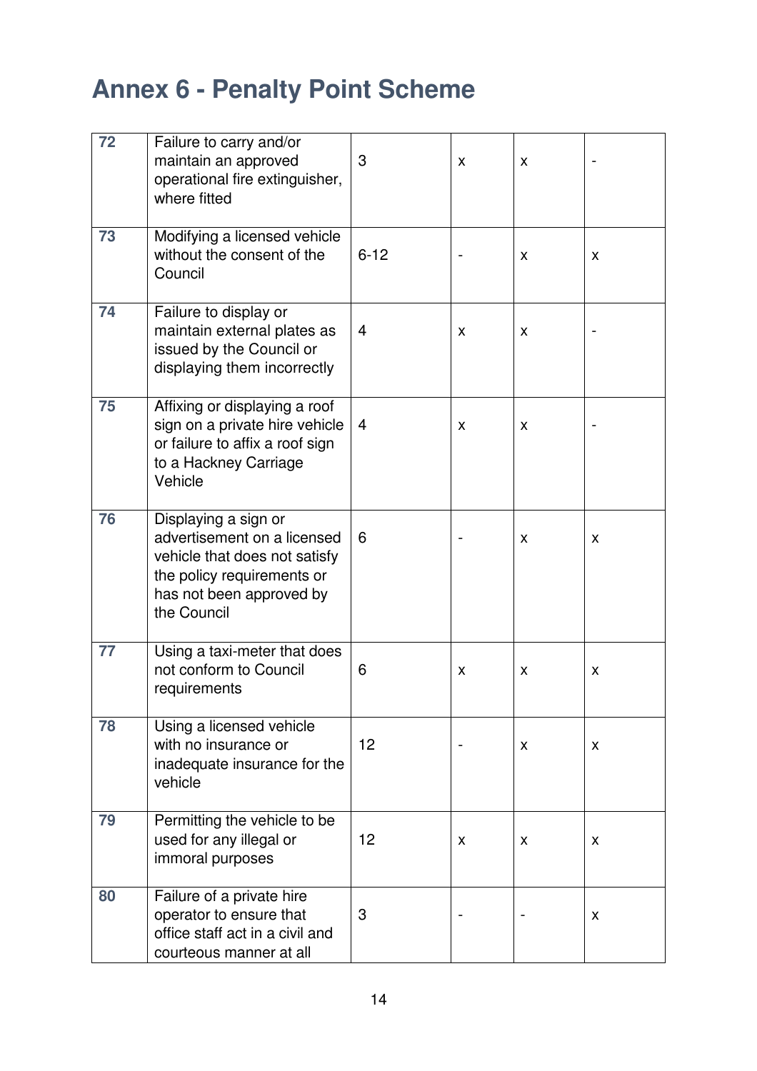# Annex 6 - Penalty Point Scheme

| | | | | | |
|---|---|---|---|---|---|
| 72 | Failure to carry and/or maintain an approved operational fire extinguisher, where fitted | 3 | x | x | - |
| 73 | Modifying a licensed vehicle without the consent of the Council | 6-12 | - | x | x |
| 74 | Failure to display or maintain external plates as issued by the Council or displaying them incorrectly | 4 | x | x | - |
| 75 | Affixing or displaying a roof sign on a private hire vehicle or failure to affix a roof sign to a Hackney Carriage Vehicle | 4 | x | x | - |
| 76 | Displaying a sign or advertisement on a licensed vehicle that does not satisfy the policy requirements or has not been approved by the Council | 6 | - | x | x |
| 77 | Using a taxi-meter that does not conform to Council requirements | 6 | x | x | x |
| 78 | Using a licensed vehicle with no insurance or inadequate insurance for the vehicle | 12 | - | x | x |
| 79 | Permitting the vehicle to be used for any illegal or immoral purposes | 12 | x | x | x |
| 80 | Failure of a private hire operator to ensure that office staff act in a civil and courteous manner at all | 3 | - | - | x |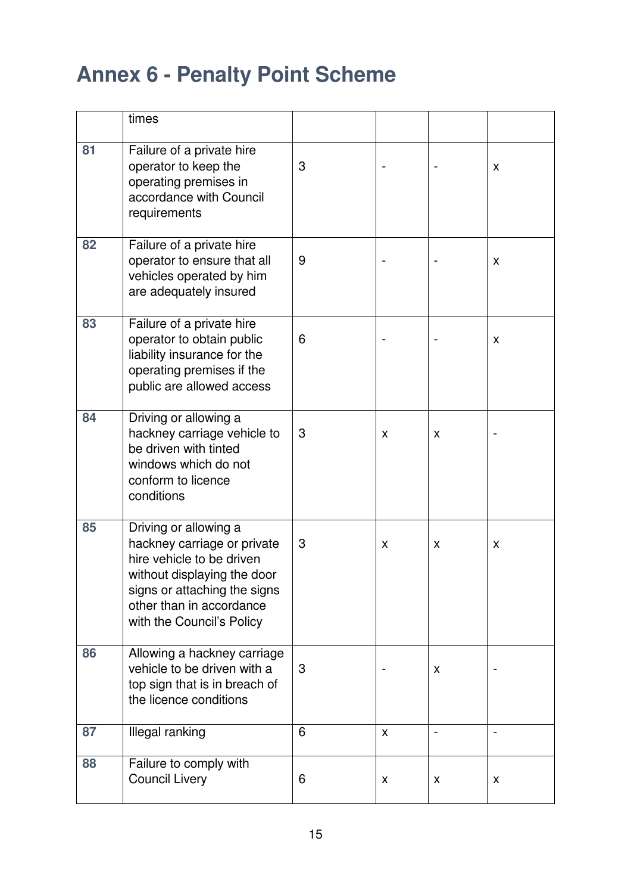# Annex 6 - Penalty Point Scheme

| | | | | | |
|---|---|---|---|---|---|
| | times | | | | |
| 81 | Failure of a private hire operator to keep the operating premises in accordance with Council requirements | 3 | - | - | x |
| 82 | Failure of a private hire operator to ensure that all vehicles operated by him are adequately insured | 9 | - | - | x |
| 83 | Failure of a private hire operator to obtain public liability insurance for the operating premises if the public are allowed access | 6 | - | - | x |
| 84 | Driving or allowing a hackney carriage vehicle to be driven with tinted windows which do not conform to licence conditions | 3 | x | x | - |
| 85 | Driving or allowing a hackney carriage or private hire vehicle to be driven without displaying the door signs or attaching the signs other than in accordance with the Council's Policy | 3 | x | x | x |
| 86 | Allowing a hackney carriage vehicle to be driven with a top sign that is in breach of the licence conditions | 3 | - | x | - |
| 87 | Illegal ranking | 6 | x | - | - |
| 88 | Failure to comply with Council Livery | 6 | x | x | x |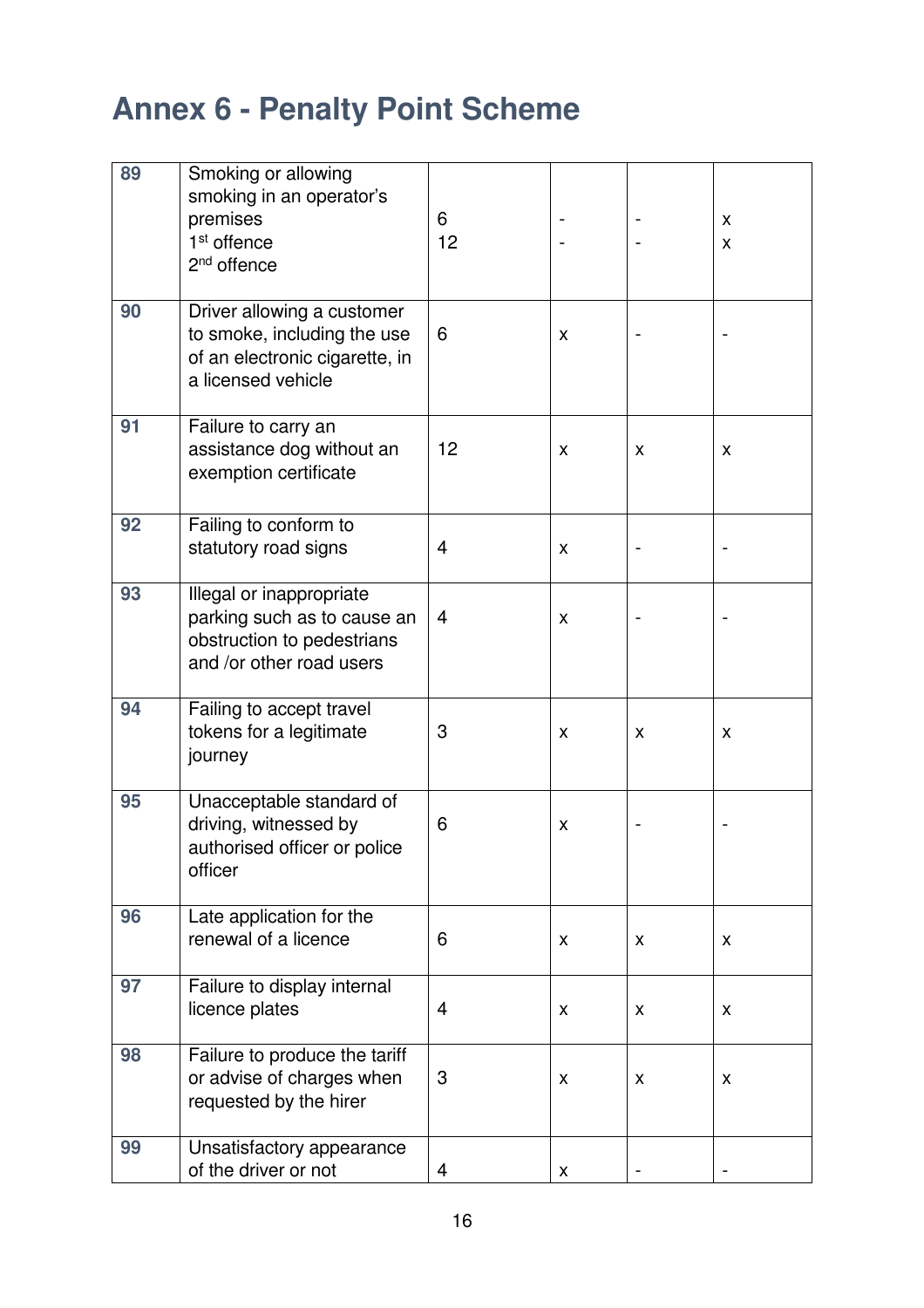# Annex 6 - Penalty Point Scheme

| | | | | | |
|---|---|---|---|---|---|
| 89 | Smoking or allowing smoking in an operator's premises<br>1st offence<br>2nd offence | 6<br>12 | -<br>- | -<br>- | x<br>x |
| 90 | Driver allowing a customer to smoke, including the use of an electronic cigarette, in a licensed vehicle | 6 | x | - | - |
| 91 | Failure to carry an assistance dog without an exemption certificate | 12 | x | x | x |
| 92 | Failing to conform to statutory road signs | 4 | x | - | - |
| 93 | Illegal or inappropriate parking such as to cause an obstruction to pedestrians and /or other road users | 4 | x | - | - |
| 94 | Failing to accept travel tokens for a legitimate journey | 3 | x | x | x |
| 95 | Unacceptable standard of driving, witnessed by authorised officer or police officer | 6 | x | - | - |
| 96 | Late application for the renewal of a licence | 6 | x | x | x |
| 97 | Failure to display internal licence plates | 4 | x | x | x |
| 98 | Failure to produce the tariff or advise of charges when requested by the hirer | 3 | x | x | x |
| 99 | Unsatisfactory appearance of the driver or not | 4 | x | - | - |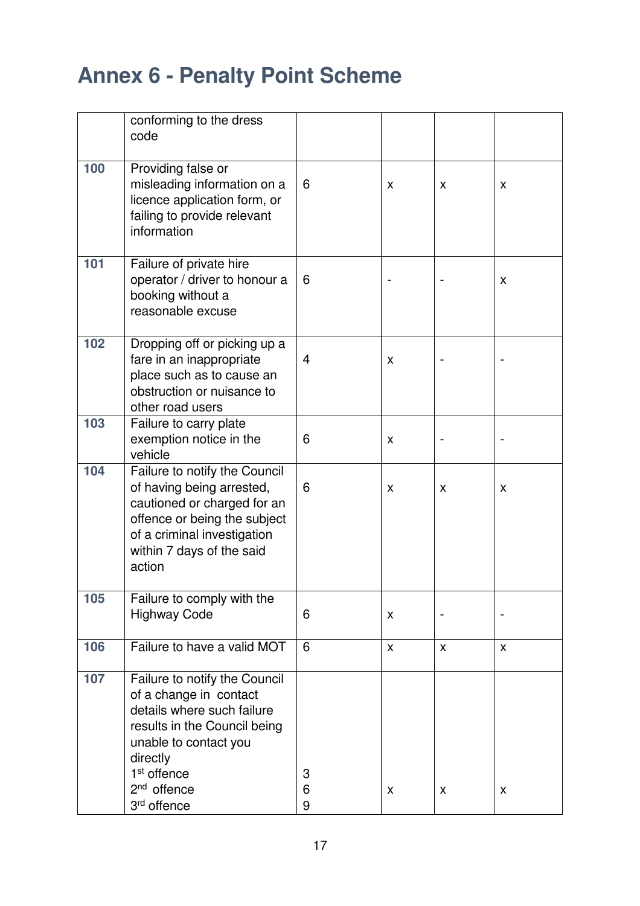# Annex 6 - Penalty Point Scheme

| | | | | | |
|---|---|---|---|---|---|
| | conforming to the dress code | | | | |
| **100** | Providing false or misleading information on a licence application form, or failing to provide relevant information | 6 | x | x | x |
| **101** | Failure of private hire operator / driver to honour a booking without a reasonable excuse | 6 | - | - | x |
| **102** | Dropping off or picking up a fare in an inappropriate place such as to cause an obstruction or nuisance to other road users | 4 | x | - | - |
| **103** | Failure to carry plate exemption notice in the vehicle | 6 | x | - | - |
| **104** | Failure to notify the Council of having being arrested, cautioned or charged for an offence or being the subject of a criminal investigation within 7 days of the said action | 6 | x | x | x |
| **105** | Failure to comply with the Highway Code | 6 | x | - | - |
| **106** | Failure to have a valid MOT | 6 | x | x | x |
| **107** | Failure to notify the Council of a change in contact details where such failure results in the Council being unable to contact you directly<br>1st offence<br>2nd offence<br>3rd offence | <br>3<br>6<br>9 | x | x | x |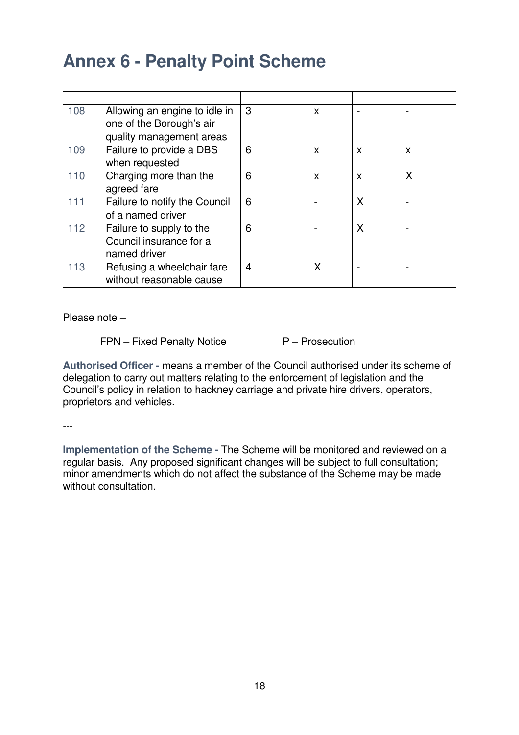# Annex 6 - Penalty Point Scheme

| | | | | | |
|---|---|---|---|---|---|
| 108 | Allowing an engine to idle in one of the Borough's air quality management areas | 3 | x | - | - |
| 109 | Failure to provide a DBS when requested | 6 | x | x | x |
| 110 | Charging more than the agreed fare | 6 | x | x | X |
| 111 | Failure to notify the Council of a named driver | 6 | - | X | - |
| 112 | Failure to supply to the Council insurance for a named driver | 6 | - | X | - |
| 113 | Refusing a wheelchair fare without reasonable cause | 4 | X | - | - |

Please note –

FPN – Fixed Penalty Notice P – Prosecution

**Authorised Officer -** means a member of the Council authorised under its scheme of delegation to carry out matters relating to the enforcement of legislation and the Council's policy in relation to hackney carriage and private hire drivers, operators, proprietors and vehicles.

---

**Implementation of the Scheme -** The Scheme will be monitored and reviewed on a regular basis. Any proposed significant changes will be subject to full consultation; minor amendments which do not affect the substance of the Scheme may be made without consultation.